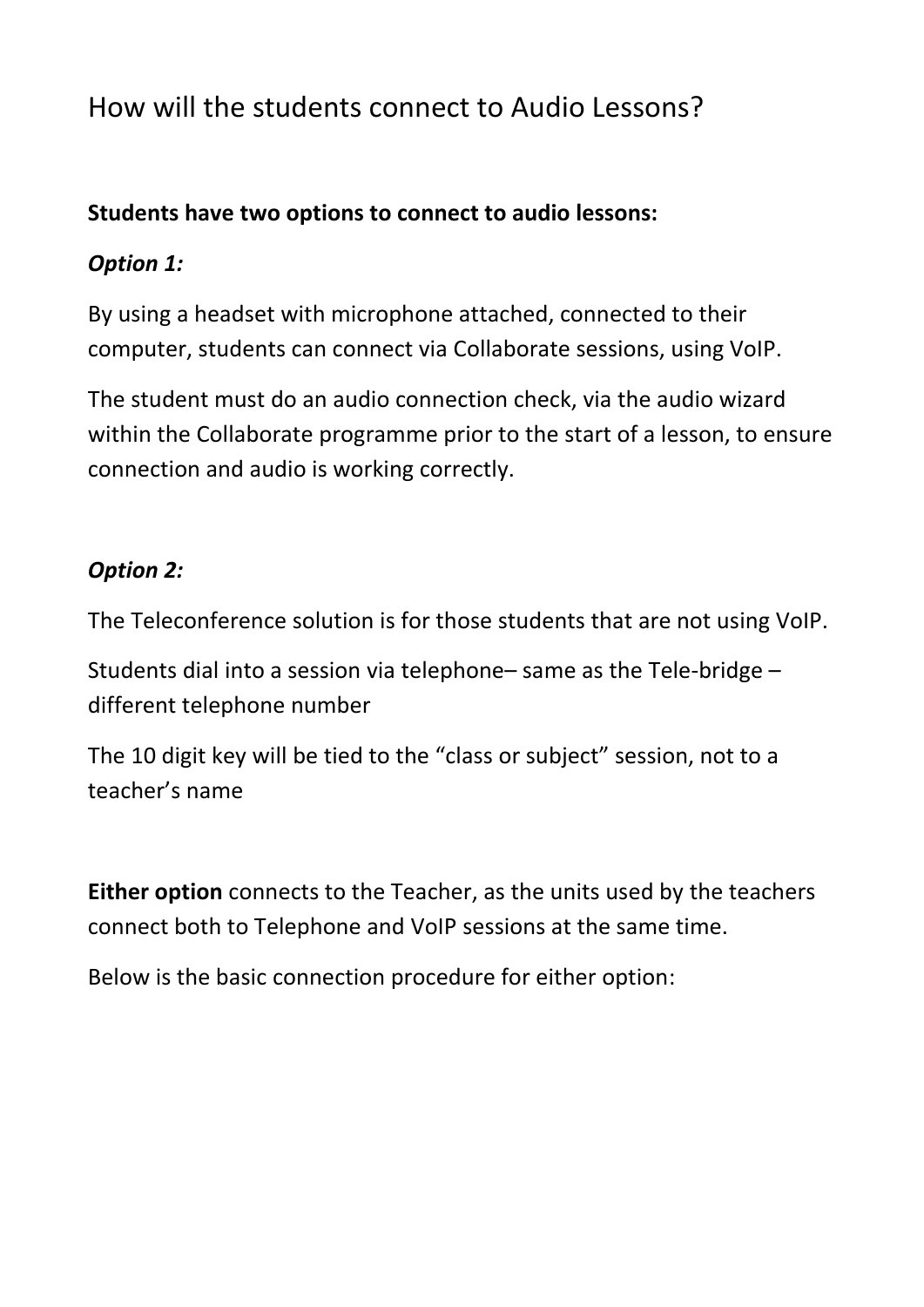# How will the students connect to Audio Lessons?

**Students have two options to connect to audio lessons:**

***Option 1:***

By using a headset with microphone attached, connected to their computer, students can connect via Collaborate sessions, using VoIP.

The student must do an audio connection check, via the audio wizard within the Collaborate programme prior to the start of a lesson, to ensure connection and audio is working correctly.

***Option 2:***

The Teleconference solution is for those students that are not using VoIP.

Students dial into a session via telephone– same as the Tele-bridge – different telephone number

The 10 digit key will be tied to the "class or subject" session, not to a teacher's name

**Either option** connects to the Teacher, as the units used by the teachers connect both to Telephone and VoIP sessions at the same time.

Below is the basic connection procedure for either option: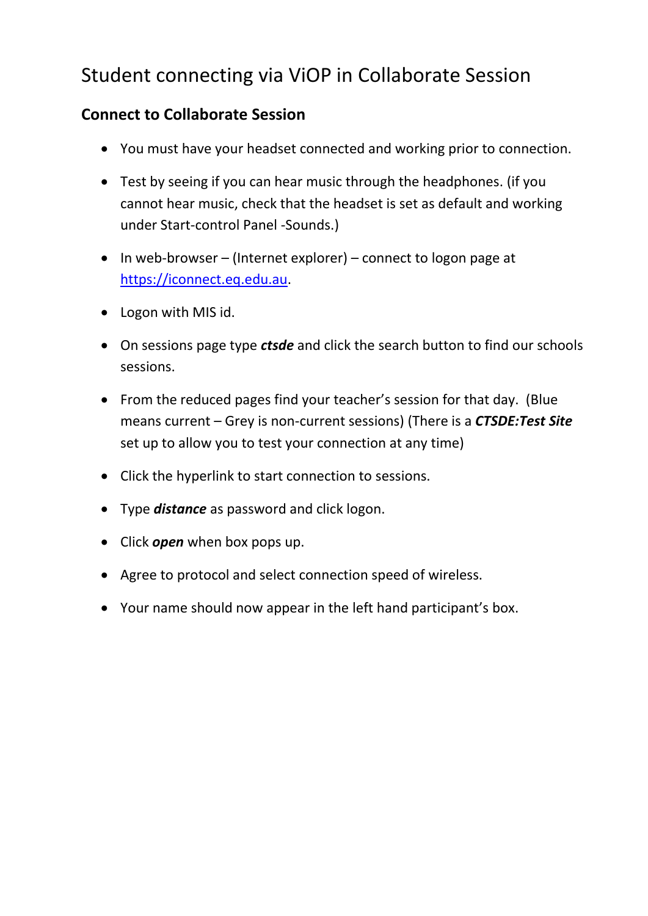# Student connecting via ViOP in Collaborate Session

## Connect to Collaborate Session

- You must have your headset connected and working prior to connection.
- Test by seeing if you can hear music through the headphones. (if you cannot hear music, check that the headset is set as default and working under Start-control Panel -Sounds.)
- In web-browser – (Internet explorer) – connect to logon page at [https://iconnect.eq.edu.au](https://iconnect.eq.edu.au).
- Logon with MIS id.
- On sessions page type ***ctsde*** and click the search button to find our schools sessions.
- From the reduced pages find your teacher's session for that day. (Blue means current – Grey is non-current sessions) (There is a ***CTSDE:Test Site*** set up to allow you to test your connection at any time)
- Click the hyperlink to start connection to sessions.
- Type ***distance*** as password and click logon.
- Click ***open*** when box pops up.
- Agree to protocol and select connection speed of wireless.
- Your name should now appear in the left hand participant's box.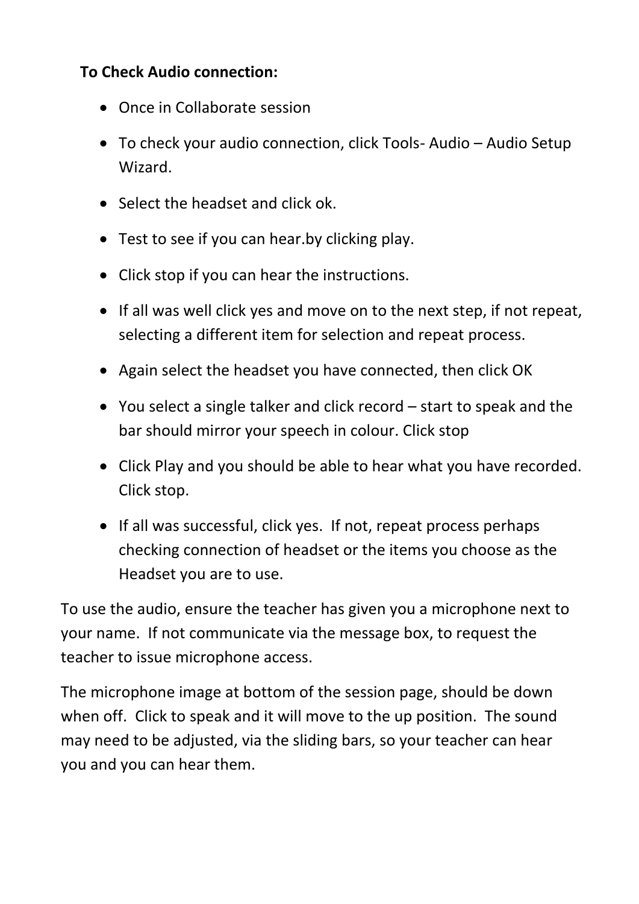**To Check Audio connection:**

- Once in Collaborate session
- To check your audio connection, click Tools- Audio – Audio Setup Wizard.
- Select the headset and click ok.
- Test to see if you can hear.by clicking play.
- Click stop if you can hear the instructions.
- If all was well click yes and move on to the next step, if not repeat, selecting a different item for selection and repeat process.
- Again select the headset you have connected, then click OK
- You select a single talker and click record – start to speak and the bar should mirror your speech in colour. Click stop
- Click Play and you should be able to hear what you have recorded. Click stop.
- If all was successful, click yes. If not, repeat process perhaps checking connection of headset or the items you choose as the Headset you are to use.

To use the audio, ensure the teacher has given you a microphone next to your name. If not communicate via the message box, to request the teacher to issue microphone access.

The microphone image at bottom of the session page, should be down when off. Click to speak and it will move to the up position. The sound may need to be adjusted, via the sliding bars, so your teacher can hear you and you can hear them.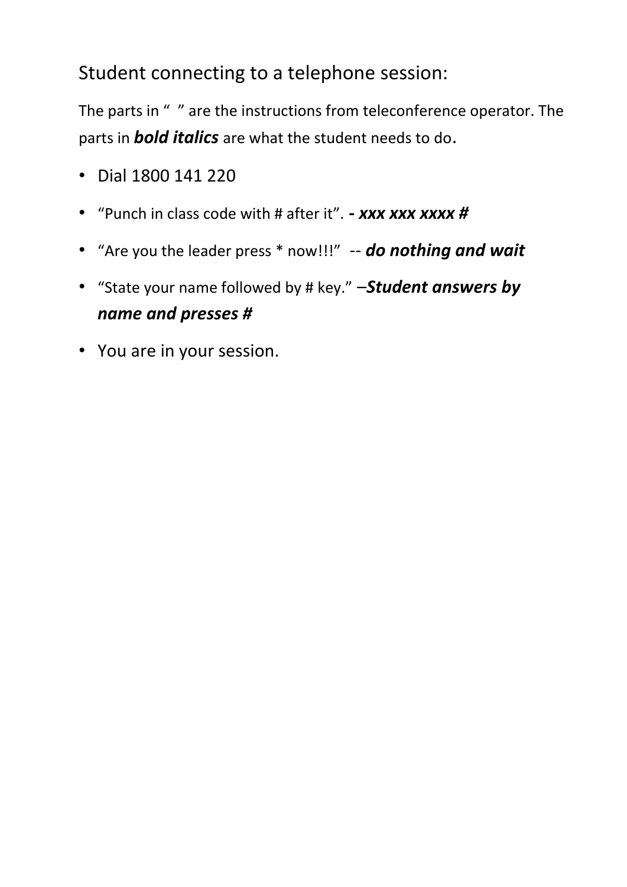## Student connecting to a telephone session:

The parts in "  " are the instructions from teleconference operator. The parts in ***bold italics*** are what the student needs to do.

- Dial 1800 141 220
- "Punch in class code with # after it". ***- xxx xxx xxxx #***
- "Are you the leader press * now!!!"  -- ***do nothing and wait***
- "State your name followed by # key." –***Student answers by name and presses #***
- You are in your session.